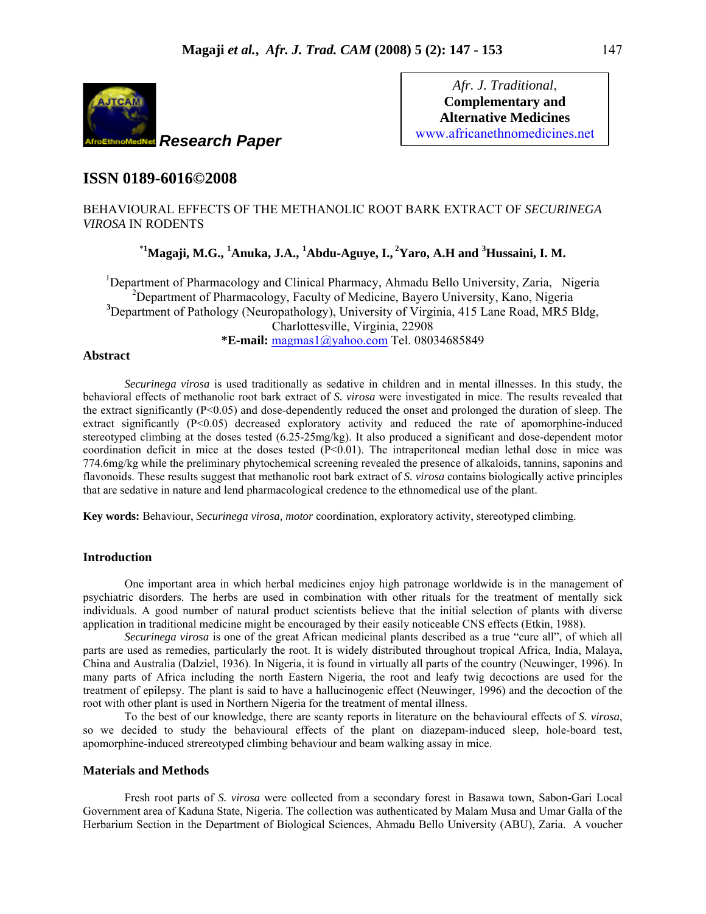Research Paper

Afr. J. Traditional, **Complementary and Alternative Medicines**
www.africanethnomedicines.net

## ISSN 0189-6016©2008

# BEHAVIOURAL EFFECTS OF THE METHANOLIC ROOT BARK EXTRACT OF *SECURINEGA VIROSA* IN RODENTS

**\*[1]Magaji, M.G., [1]Anuka, J.A., [1]Abdu-Aguye, I., [2]Yaro, A.H and [3]Hussaini, I. M.**

[1]Department of Pharmacology and Clinical Pharmacy, Ahmadu Bello University, Zaria, Nigeria
[2]Department of Pharmacology, Faculty of Medicine, Bayero University, Kano, Nigeria
[3]Department of Pathology (Neuropathology), University of Virginia, 415 Lane Road, MR5 Bldg, Charlottesville, Virginia, 22908
**\*E-mail:** magmas1@yahoo.com Tel. 08034685849

## Abstract

*Securinega virosa* is used traditionally as sedative in children and in mental illnesses. In this study, the behavioral effects of methanolic root bark extract of *S. virosa* were investigated in mice. The results revealed that the extract significantly ($P<0.05$) and dose-dependently reduced the onset and prolonged the duration of sleep. The extract significantly ($P<0.05$) decreased exploratory activity and reduced the rate of apomorphine-induced stereotyped climbing at the doses tested (6.25-25mg/kg). It also produced a significant and dose-dependent motor coordination deficit in mice at the doses tested ($P<0.01$). The intraperitoneal median lethal dose in mice was 774.6mg/kg while the preliminary phytochemical screening revealed the presence of alkaloids, tannins, saponins and flavonoids. These results suggest that methanolic root bark extract of *S. virosa* contains biologically active principles that are sedative in nature and lend pharmacological credence to the ethnomedical use of the plant.

**Key words:** Behaviour, *Securinega virosa, motor* coordination, exploratory activity, stereotyped climbing.

## Introduction

One important area in which herbal medicines enjoy high patronage worldwide is in the management of psychiatric disorders. The herbs are used in combination with other rituals for the treatment of mentally sick individuals. A good number of natural product scientists believe that the initial selection of plants with diverse application in traditional medicine might be encouraged by their easily noticeable CNS effects (Etkin, 1988).

*Securinega virosa* is one of the great African medicinal plants described as a true "cure all", of which all parts are used as remedies, particularly the root. It is widely distributed throughout tropical Africa, India, Malaya, China and Australia (Dalziel, 1936). In Nigeria, it is found in virtually all parts of the country (Neuwinger, 1996). In many parts of Africa including the north Eastern Nigeria, the root and leafy twig decoctions are used for the treatment of epilepsy. The plant is said to have a hallucinogenic effect (Neuwinger, 1996) and the decoction of the root with other plant is used in Northern Nigeria for the treatment of mental illness.

To the best of our knowledge, there are scanty reports in literature on the behavioural effects of *S. virosa*, so we decided to study the behavioural effects of the plant on diazepam-induced sleep, hole-board test, apomorphine-induced stereotyped climbing behaviour and beam walking assay in mice.

## Materials and Methods

Fresh root parts of *S. virosa* were collected from a secondary forest in Basawa town, Sabon-Gari Local Government area of Kaduna State, Nigeria. The collection was authenticated by Malam Musa and Umar Galla of the Herbarium Section in the Department of Biological Sciences, Ahmadu Bello University (ABU), Zaria. A voucher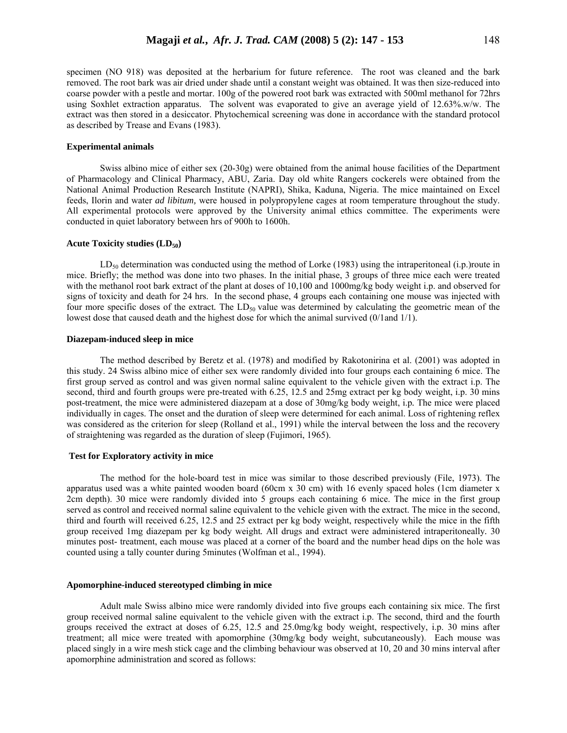specimen (NO 918) was deposited at the herbarium for future reference. The root was cleaned and the bark removed. The root bark was air dried under shade until a constant weight was obtained. It was then size-reduced into coarse powder with a pestle and mortar. 100g of the powered root bark was extracted with 500ml methanol for 72hrs using Soxhlet extraction apparatus. The solvent was evaporated to give an average yield of 12.63%.w/w. The extract was then stored in a desiccator. Phytochemical screening was done in accordance with the standard protocol as described by Trease and Evans (1983).

#### Experimental animals

Swiss albino mice of either sex (20-30g) were obtained from the animal house facilities of the Department of Pharmacology and Clinical Pharmacy, ABU, Zaria. Day old white Rangers cockerels were obtained from the National Animal Production Research Institute (NAPRI), Shika, Kaduna, Nigeria. The mice maintained on Excel feeds, Ilorin and water *ad libitum,* were housed in polypropylene cages at room temperature throughout the study. All experimental protocols were approved by the University animal ethics committee. The experiments were conducted in quiet laboratory between hrs of 900h to 1600h.

#### Acute Toxicity studies ($LD_{50}$)

$LD_{50}$ determination was conducted using the method of Lorke (1983) using the intraperitoneal (i.p.)route in mice. Briefly; the method was done into two phases. In the initial phase, 3 groups of three mice each were treated with the methanol root bark extract of the plant at doses of 10,100 and 1000mg/kg body weight i.p. and observed for signs of toxicity and death for 24 hrs. In the second phase, 4 groups each containing one mouse was injected with four more specific doses of the extract. The $LD_{50}$ value was determined by calculating the geometric mean of the lowest dose that caused death and the highest dose for which the animal survived (0/1and 1/1).

#### Diazepam-induced sleep in mice

The method described by Beretz et al. (1978) and modified by Rakotonirina et al. (2001) was adopted in this study. 24 Swiss albino mice of either sex were randomly divided into four groups each containing 6 mice. The first group served as control and was given normal saline equivalent to the vehicle given with the extract i.p. The second, third and fourth groups were pre-treated with 6.25, 12.5 and 25mg extract per kg body weight, i.p. 30 mins post-treatment, the mice were administered diazepam at a dose of 30mg/kg body weight, i.p. The mice were placed individually in cages. The onset and the duration of sleep were determined for each animal. Loss of rightening reflex was considered as the criterion for sleep (Rolland et al., 1991) while the interval between the loss and the recovery of straightening was regarded as the duration of sleep (Fujimori, 1965).

#### Test for Exploratory activity in mice

The method for the hole-board test in mice was similar to those described previously (File, 1973). The apparatus used was a white painted wooden board (60cm x 30 cm) with 16 evenly spaced holes (1cm diameter x 2cm depth). 30 mice were randomly divided into 5 groups each containing 6 mice. The mice in the first group served as control and received normal saline equivalent to the vehicle given with the extract. The mice in the second, third and fourth will received 6.25, 12.5 and 25 extract per kg body weight, respectively while the mice in the fifth group received 1mg diazepam per kg body weight. All drugs and extract were administered intraperitoneally. 30 minutes post- treatment, each mouse was placed at a corner of the board and the number head dips on the hole was counted using a tally counter during 5minutes (Wolfman et al., 1994).

#### Apomorphine-induced stereotyped climbing in mice

Adult male Swiss albino mice were randomly divided into five groups each containing six mice. The first group received normal saline equivalent to the vehicle given with the extract i.p. The second, third and the fourth groups received the extract at doses of 6.25, 12.5 and 25.0mg/kg body weight, respectively, i.p. 30 mins after treatment; all mice were treated with apomorphine (30mg/kg body weight, subcutaneously). Each mouse was placed singly in a wire mesh stick cage and the climbing behaviour was observed at 10, 20 and 30 mins interval after apomorphine administration and scored as follows: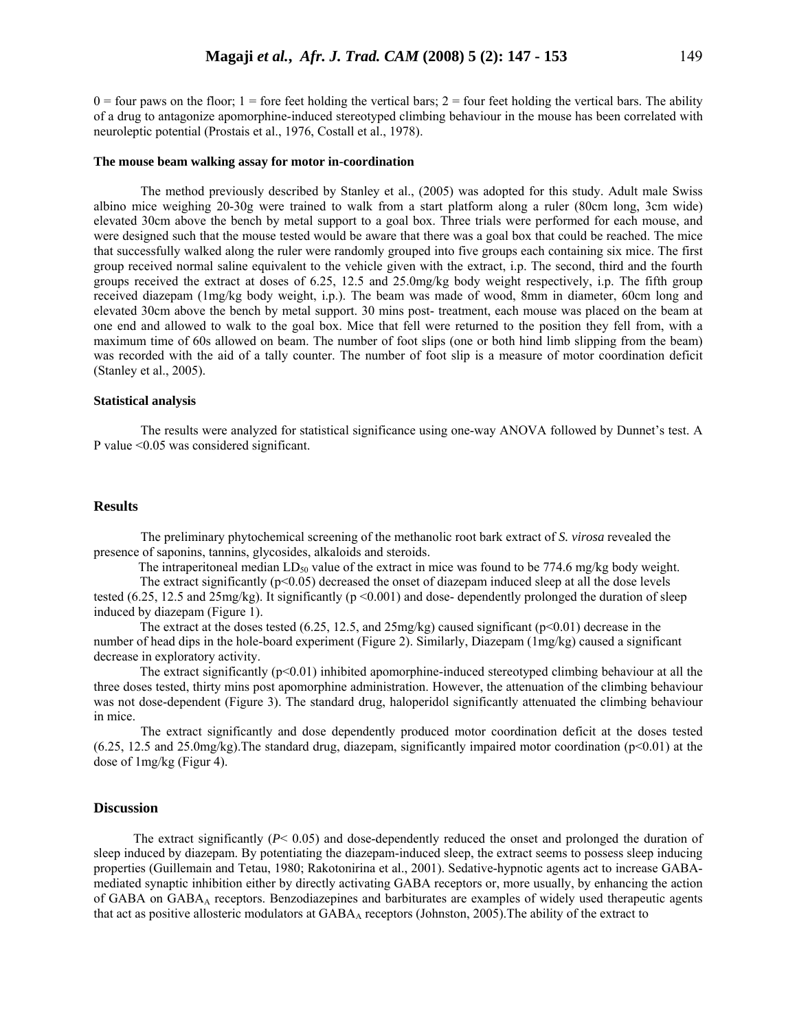0 = four paws on the floor; 1 = fore feet holding the vertical bars; 2 = four feet holding the vertical bars. The ability of a drug to antagonize apomorphine-induced stereotyped climbing behaviour in the mouse has been correlated with neuroleptic potential (Prostais et al., 1976, Costall et al., 1978).

#### The mouse beam walking assay for motor in-coordination

The method previously described by Stanley et al., (2005) was adopted for this study. Adult male Swiss albino mice weighing 20-30g were trained to walk from a start platform along a ruler (80cm long, 3cm wide) elevated 30cm above the bench by metal support to a goal box. Three trials were performed for each mouse, and were designed such that the mouse tested would be aware that there was a goal box that could be reached. The mice that successfully walked along the ruler were randomly grouped into five groups each containing six mice. The first group received normal saline equivalent to the vehicle given with the extract, i.p. The second, third and the fourth groups received the extract at doses of 6.25, 12.5 and 25.0mg/kg body weight respectively, i.p. The fifth group received diazepam (1mg/kg body weight, i.p.). The beam was made of wood, 8mm in diameter, 60cm long and elevated 30cm above the bench by metal support. 30 mins post- treatment, each mouse was placed on the beam at one end and allowed to walk to the goal box. Mice that fell were returned to the position they fell from, with a maximum time of 60s allowed on beam. The number of foot slips (one or both hind limb slipping from the beam) was recorded with the aid of a tally counter. The number of foot slip is a measure of motor coordination deficit (Stanley et al., 2005).

#### Statistical analysis

The results were analyzed for statistical significance using one-way ANOVA followed by Dunnet's test. A P value <0.05 was considered significant.

## Results

The preliminary phytochemical screening of the methanolic root bark extract of *S. virosa* revealed the presence of saponins, tannins, glycosides, alkaloids and steroids.

The intraperitoneal median $LD_{50}$ value of the extract in mice was found to be 774.6 mg/kg body weight.

The extract significantly ($p<0.05$) decreased the onset of diazepam induced sleep at all the dose levels tested (6.25, 12.5 and 25mg/kg). It significantly ($p <0.001$) and dose- dependently prolonged the duration of sleep induced by diazepam (Figure 1).

The extract at the doses tested (6.25, 12.5, and 25mg/kg) caused significant ($p<0.01$) decrease in the number of head dips in the hole-board experiment (Figure 2). Similarly, Diazepam (1mg/kg) caused a significant decrease in exploratory activity.

The extract significantly ($p<0.01$) inhibited apomorphine-induced stereotyped climbing behaviour at all the three doses tested, thirty mins post apomorphine administration. However, the attenuation of the climbing behaviour was not dose-dependent (Figure 3). The standard drug, haloperidol significantly attenuated the climbing behaviour in mice.

The extract significantly and dose dependently produced motor coordination deficit at the doses tested (6.25, 12.5 and 25.0mg/kg).The standard drug, diazepam, significantly impaired motor coordination ($p<0.01$) at the dose of 1mg/kg (Figur 4).

## Discussion

The extract significantly ($P< 0.05$) and dose-dependently reduced the onset and prolonged the duration of sleep induced by diazepam. By potentiating the diazepam-induced sleep, the extract seems to possess sleep inducing properties (Guillemain and Tetau, 1980; Rakotonirina et al., 2001). Sedative-hypnotic agents act to increase GABA-mediated synaptic inhibition either by directly activating GABA receptors or, more usually, by enhancing the action of GABA on $GABA_A$ receptors. Benzodiazepines and barbiturates are examples of widely used therapeutic agents that act as positive allosteric modulators at $GABA_A$ receptors (Johnston, 2005).The ability of the extract to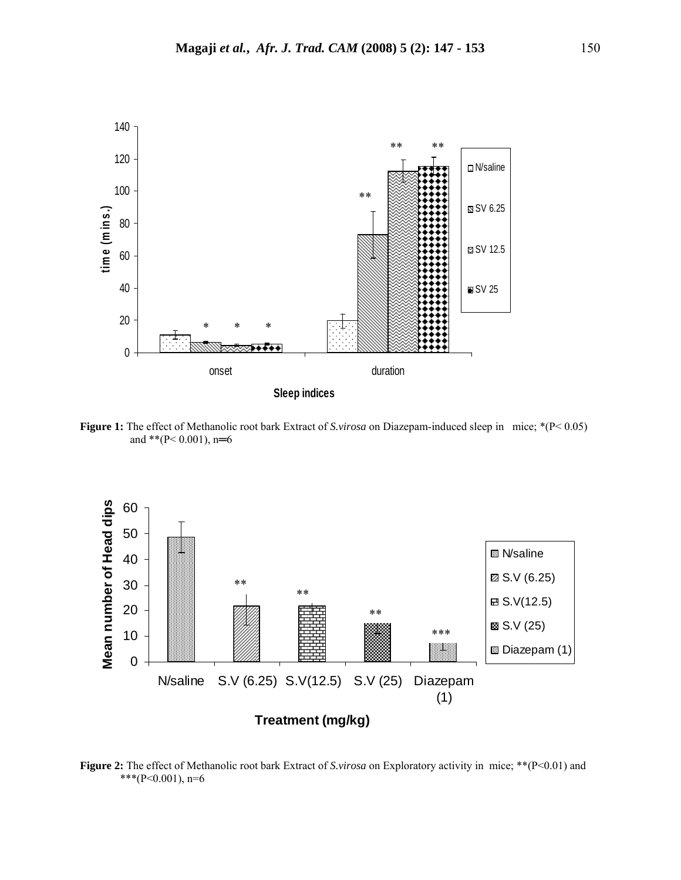**Figure 1:** The effect of Methanolic root bark Extract of *S.virosa* on Diazepam-induced sleep in mice; *(P< 0.05) and **(P< 0.001), n=6

**Figure 2:** The effect of Methanolic root bark Extract of *S.virosa* on Exploratory activity in mice; **(P<0.01) and ***(P<0.001), n=6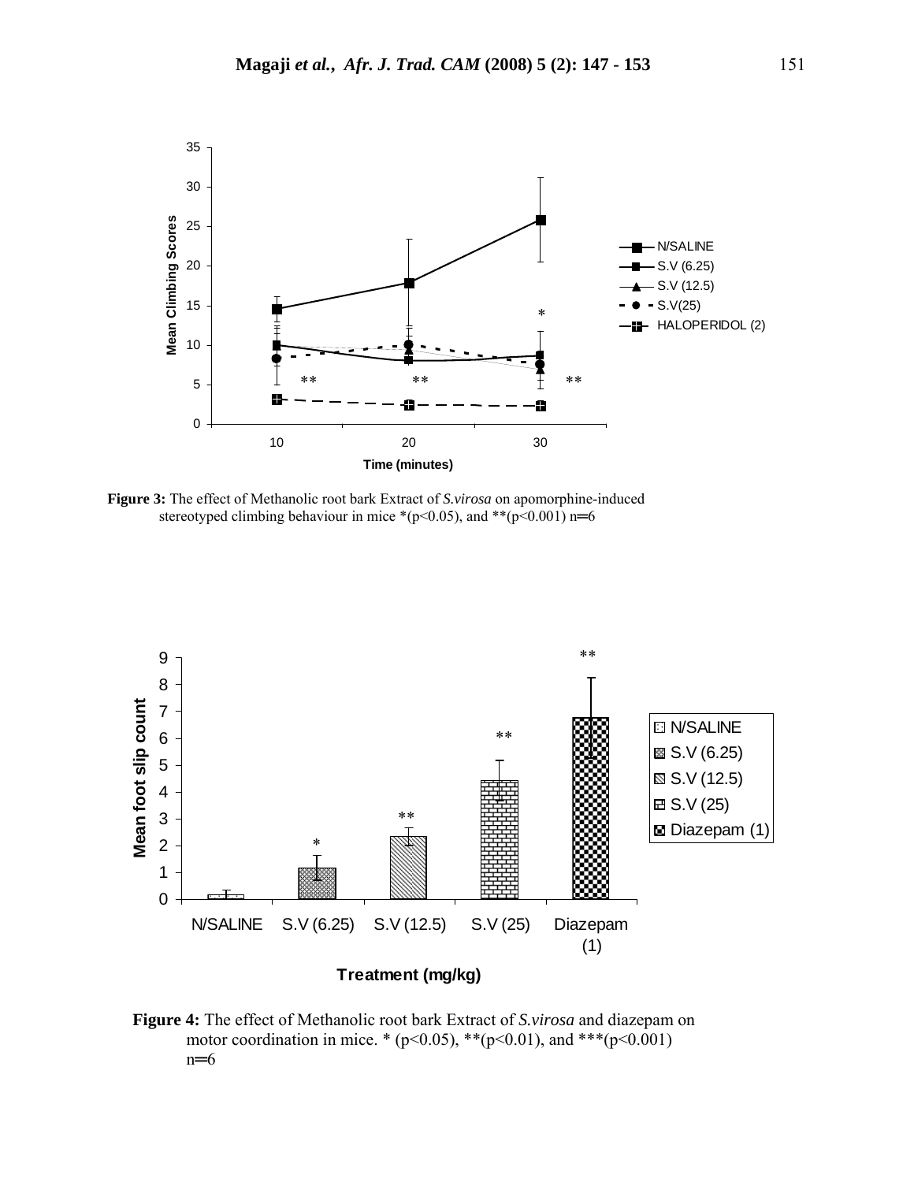**Figure 3:** The effect of Methanolic root bark Extract of *S.virosa* on apomorphine-induced stereotyped climbing behaviour in mice *(p<0.05), and **(p<0.001) n=6

**Figure 4:** The effect of Methanolic root bark Extract of *S.virosa* and diazepam on motor coordination in mice. * (p<0.05), **(p<0.01), and ***(p<0.001) n=6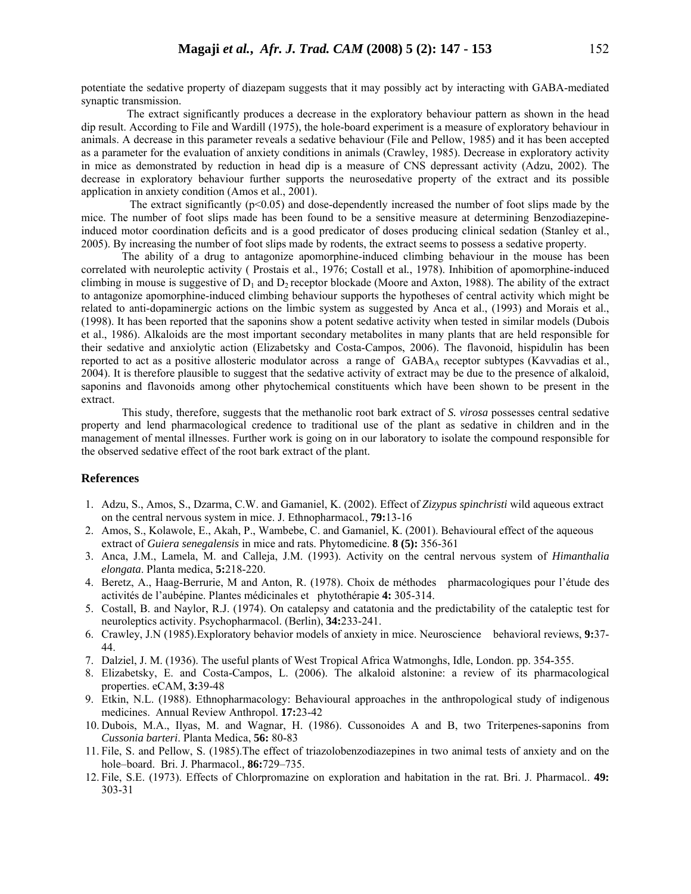potentiate the sedative property of diazepam suggests that it may possibly act by interacting with GABA-mediated synaptic transmission.

The extract significantly produces a decrease in the exploratory behaviour pattern as shown in the head dip result. According to File and Wardill (1975), the hole-board experiment is a measure of exploratory behaviour in animals. A decrease in this parameter reveals a sedative behaviour (File and Pellow, 1985) and it has been accepted as a parameter for the evaluation of anxiety conditions in animals (Crawley, 1985). Decrease in exploratory activity in mice as demonstrated by reduction in head dip is a measure of CNS depressant activity (Adzu, 2002). The decrease in exploratory behaviour further supports the neurosedative property of the extract and its possible application in anxiety condition (Amos et al., 2001).

The extract significantly ($p<0.05$) and dose-dependently increased the number of foot slips made by the mice. The number of foot slips made has been found to be a sensitive measure at determining Benzodiazepine-induced motor coordination deficits and is a good predicator of doses producing clinical sedation (Stanley et al., 2005). By increasing the number of foot slips made by rodents, the extract seems to possess a sedative property.

The ability of a drug to antagonize apomorphine-induced climbing behaviour in the mouse has been correlated with neuroleptic activity ( Prostais et al., 1976; Costall et al., 1978). Inhibition of apomorphine-induced climbing in mouse is suggestive of $D_1$ and $D_2$ receptor blockade (Moore and Axton, 1988). The ability of the extract to antagonize apomorphine-induced climbing behaviour supports the hypotheses of central activity which might be related to anti-dopaminergic actions on the limbic system as suggested by Anca et al., (1993) and Morais et al., (1998). It has been reported that the saponins show a potent sedative activity when tested in similar models (Dubois et al., 1986). Alkaloids are the most important secondary metabolites in many plants that are held responsible for their sedative and anxiolytic action (Elizabetsky and Costa-Campos, 2006). The flavonoid, hispidulin has been reported to act as a positive allosteric modulator across a range of $GABA_A$ receptor subtypes (Kavvadias et al., 2004). It is therefore plausible to suggest that the sedative activity of extract may be due to the presence of alkaloid, saponins and flavonoids among other phytochemical constituents which have been shown to be present in the extract.

This study, therefore, suggests that the methanolic root bark extract of *S. virosa* possesses central sedative property and lend pharmacological credence to traditional use of the plant as sedative in children and in the management of mental illnesses. Further work is going on in our laboratory to isolate the compound responsible for the observed sedative effect of the root bark extract of the plant.

## References

1. Adzu, S., Amos, S., Dzarma, C.W. and Gamaniel, K. (2002). Effect of *Zizypus spinchristi* wild aqueous extract on the central nervous system in mice. J. Ethnopharmacol., **79:**13-16
2. Amos, S., Kolawole, E., Akah, P., Wambebe, C. and Gamaniel, K. (2001). Behavioural effect of the aqueous extract of *Guiera senegalensis* in mice and rats. Phytomedicine. **8 (5):** 356-361
3. Anca, J.M., Lamela, M. and Calleja, J.M. (1993). Activity on the central nervous system of *Himanthalia elongata*. Planta medica, **5:**218-220.
4. Beretz, A., Haag-Berrurie, M and Anton, R. (1978). Choix de méthodes pharmacologiques pour l'étude des activités de l'aubépine. Plantes médicinales et phytothérapie **4:** 305-314.
5. Costall, B. and Naylor, R.J. (1974). On catalepsy and catatonia and the predictability of the cataleptic test for neuroleptics activity. Psychopharmacol. (Berlin), **34:**233-241.
6. Crawley, J.N (1985).Exploratory behavior models of anxiety in mice. Neuroscience behavioral reviews, **9:**37-44.
7. Dalziel, J. M. (1936). The useful plants of West Tropical Africa Watmonghs, Idle, London. pp. 354-355.
8. Elizabetsky, E. and Costa-Campos, L. (2006). The alkaloid alstonine: a review of its pharmacological properties. eCAM, **3:**39-48
9. Etkin, N.L. (1988). Ethnopharmacology: Behavioural approaches in the anthropological study of indigenous medicines. Annual Review Anthropol. **17:**23-42
10. Dubois, M.A., Ilyas, M. and Wagnar, H. (1986). Cussonoides A and B, two Triterpenes-saponins from *Cussonia barteri*. Planta Medica, **56:** 80-83
11. File, S. and Pellow, S. (1985).The effect of triazolobenzodiazepines in two animal tests of anxiety and on the hole–board. Bri. J. Pharmacol., **86:**729–735.
12. File, S.E. (1973). Effects of Chlorpromazine on exploration and habitation in the rat. Bri. J. Pharmacol.. **49:** 303-31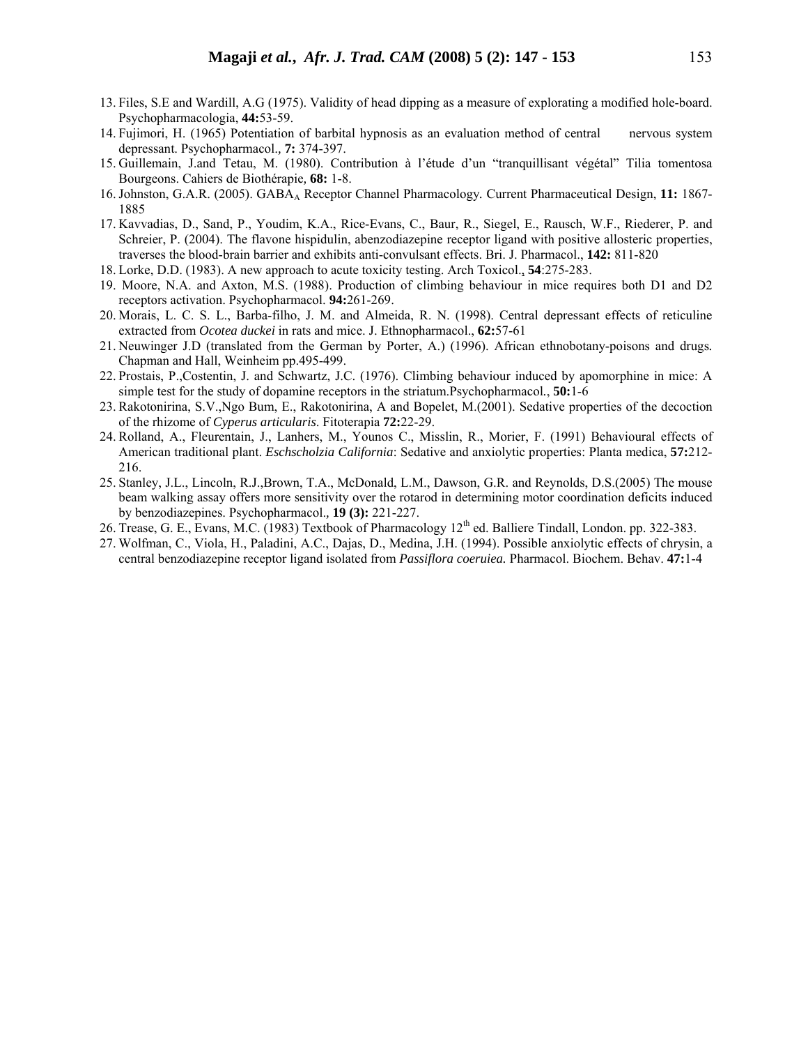13. Files, S.E and Wardill, A.G (1975). Validity of head dipping as a measure of explorating a modified hole-board. Psychopharmacologia, **44:**53-59.
14. Fujimori, H. (1965) Potentiation of barbital hypnosis as an evaluation method of central nervous system depressant. Psychopharmacol., **7:** 374-397.
15. Guillemain, J.and Tetau, M. (1980). Contribution à l'étude d'un "tranquillisant végétal" Tilia tomentosa Bourgeons. Cahiers de Biothérapie, **68:** 1-8.
16. Johnston, G.A.R. (2005). $GABA_A$ Receptor Channel Pharmacology. Current Pharmaceutical Design, **11:** 1867-1885
17. Kavvadias, D., Sand, P., Youdim, K.A., Rice-Evans, C., Baur, R., Siegel, E., Rausch, W.F., Riederer, P. and Schreier, P. (2004). The flavone hispidulin, abenzodiazepine receptor ligand with positive allosteric properties, traverses the blood-brain barrier and exhibits anti-convulsant effects. Bri. J. Pharmacol., **142:** 811-820
18. Lorke, D.D. (1983). A new approach to acute toxicity testing. Arch Toxicol., **54**:275-283.
19. Moore, N.A. and Axton, M.S. (1988). Production of climbing behaviour in mice requires both D1 and D2 receptors activation. Psychopharmacol. **94:**261-269.
20. Morais, L. C. S. L., Barba-filho, J. M. and Almeida, R. N. (1998). Central depressant effects of reticuline extracted from *Ocotea duckei* in rats and mice. J. Ethnopharmacol., **62:**57-61
21. Neuwinger J.D (translated from the German by Porter, A.) (1996). African ethnobotany-poisons and drugs. Chapman and Hall, Weinheim pp.495-499.
22. Prostais, P.,Costentin, J. and Schwartz, J.C. (1976). Climbing behaviour induced by apomorphine in mice: A simple test for the study of dopamine receptors in the striatum.Psychopharmacol., **50:**1-6
23. Rakotonirina, S.V.,Ngo Bum, E., Rakotonirina, A and Bopelet, M.(2001). Sedative properties of the decoction of the rhizome of *Cyperus articularis*. Fitoterapia **72:**22-29.
24. Rolland, A., Fleurentain, J., Lanhers, M., Younos C., Misslin, R., Morier, F. (1991) Behavioural effects of American traditional plant. *Eschscholzia California*: Sedative and anxiolytic properties: Planta medica, **57:**212-216.
25. Stanley, J.L., Lincoln, R.J.,Brown, T.A., McDonald, L.M., Dawson, G.R. and Reynolds, D.S.(2005) The mouse beam walking assay offers more sensitivity over the rotarod in determining motor coordination deficits induced by benzodiazepines. Psychopharmacol., **19 (3):** 221-227.
26. Trease, G. E., Evans, M.C. (1983) Textbook of Pharmacology 12th ed. Balliere Tindall, London. pp. 322-383.
27. Wolfman, C., Viola, H., Paladini, A.C., Dajas, D., Medina, J.H. (1994). Possible anxiolytic effects of chrysin, a central benzodiazepine receptor ligand isolated from *Passiflora coeruiea.* Pharmacol. Biochem. Behav. **47:**1-4